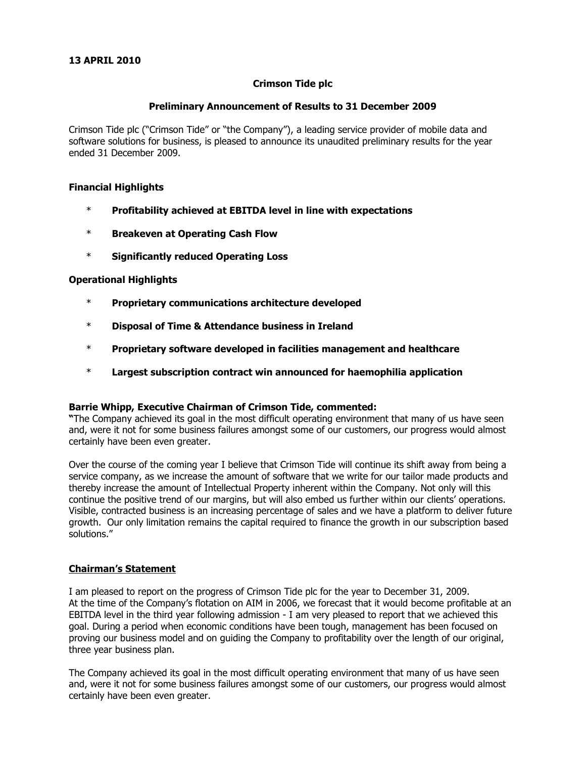**13 APRIL 2010**

# Crimson Tide plc

## Preliminary Announcement of Results to 31 December 2009

Crimson Tide plc ("Crimson Tide" or "the Company"), a leading service provider of mobile data and software solutions for business, is pleased to announce its unaudited preliminary results for the year ended 31 December 2009.

### Financial Highlights

* **Profitability achieved at EBITDA level in line with expectations**
* **Breakeven at Operating Cash Flow**
* **Significantly reduced Operating Loss**

### Operational Highlights

* **Proprietary communications architecture developed**
* **Disposal of Time & Attendance business in Ireland**
* **Proprietary software developed in facilities management and healthcare**
* **Largest subscription contract win announced for haemophilia application**

**Barrie Whipp, Executive Chairman of Crimson Tide, commented:**

**"**The Company achieved its goal in the most difficult operating environment that many of us have seen and, were it not for some business failures amongst some of our customers, our progress would almost certainly have been even greater.

Over the course of the coming year I believe that Crimson Tide will continue its shift away from being a service company, as we increase the amount of software that we write for our tailor made products and thereby increase the amount of Intellectual Property inherent within the Company. Not only will this continue the positive trend of our margins, but will also embed us further within our clients' operations. Visible, contracted business is an increasing percentage of sales and we have a platform to deliver future growth. Our only limitation remains the capital required to finance the growth in our subscription based solutions."

### Chairman's Statement

I am pleased to report on the progress of Crimson Tide plc for the year to December 31, 2009. At the time of the Company's flotation on AIM in 2006, we forecast that it would become profitable at an EBITDA level in the third year following admission - I am very pleased to report that we achieved this goal. During a period when economic conditions have been tough, management has been focused on proving our business model and on guiding the Company to profitability over the length of our original, three year business plan.

The Company achieved its goal in the most difficult operating environment that many of us have seen and, were it not for some business failures amongst some of our customers, our progress would almost certainly have been even greater.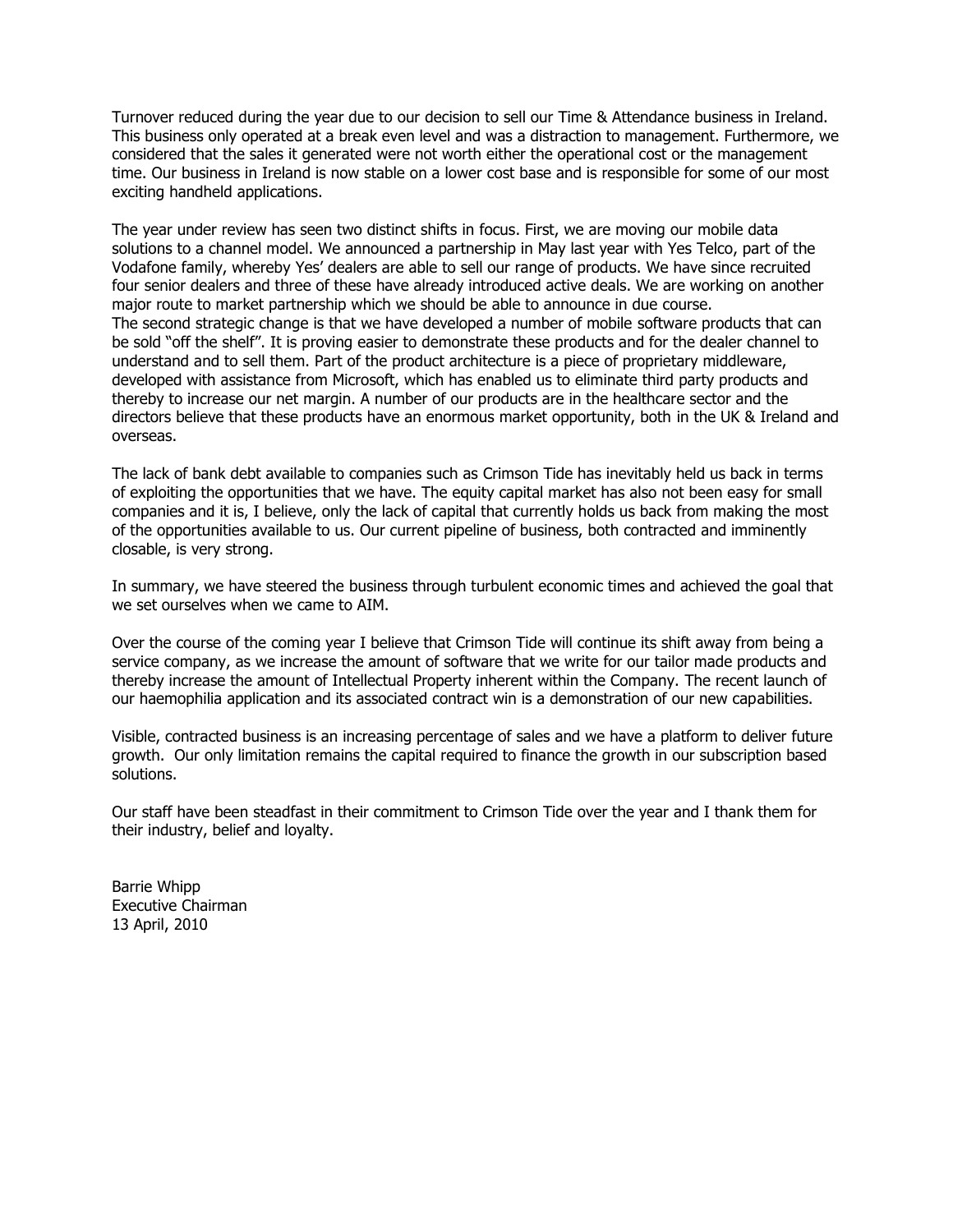Turnover reduced during the year due to our decision to sell our Time & Attendance business in Ireland. This business only operated at a break even level and was a distraction to management. Furthermore, we considered that the sales it generated were not worth either the operational cost or the management time. Our business in Ireland is now stable on a lower cost base and is responsible for some of our most exciting handheld applications.

The year under review has seen two distinct shifts in focus. First, we are moving our mobile data solutions to a channel model. We announced a partnership in May last year with Yes Telco, part of the Vodafone family, whereby Yes' dealers are able to sell our range of products. We have since recruited four senior dealers and three of these have already introduced active deals. We are working on another major route to market partnership which we should be able to announce in due course.
The second strategic change is that we have developed a number of mobile software products that can be sold "off the shelf". It is proving easier to demonstrate these products and for the dealer channel to understand and to sell them. Part of the product architecture is a piece of proprietary middleware, developed with assistance from Microsoft, which has enabled us to eliminate third party products and thereby to increase our net margin. A number of our products are in the healthcare sector and the directors believe that these products have an enormous market opportunity, both in the UK & Ireland and overseas.

The lack of bank debt available to companies such as Crimson Tide has inevitably held us back in terms of exploiting the opportunities that we have. The equity capital market has also not been easy for small companies and it is, I believe, only the lack of capital that currently holds us back from making the most of the opportunities available to us. Our current pipeline of business, both contracted and imminently closable, is very strong.

In summary, we have steered the business through turbulent economic times and achieved the goal that we set ourselves when we came to AIM.

Over the course of the coming year I believe that Crimson Tide will continue its shift away from being a service company, as we increase the amount of software that we write for our tailor made products and thereby increase the amount of Intellectual Property inherent within the Company. The recent launch of our haemophilia application and its associated contract win is a demonstration of our new capabilities.

Visible, contracted business is an increasing percentage of sales and we have a platform to deliver future growth. Our only limitation remains the capital required to finance the growth in our subscription based solutions.

Our staff have been steadfast in their commitment to Crimson Tide over the year and I thank them for their industry, belief and loyalty.

Barrie Whipp
Executive Chairman
13 April, 2010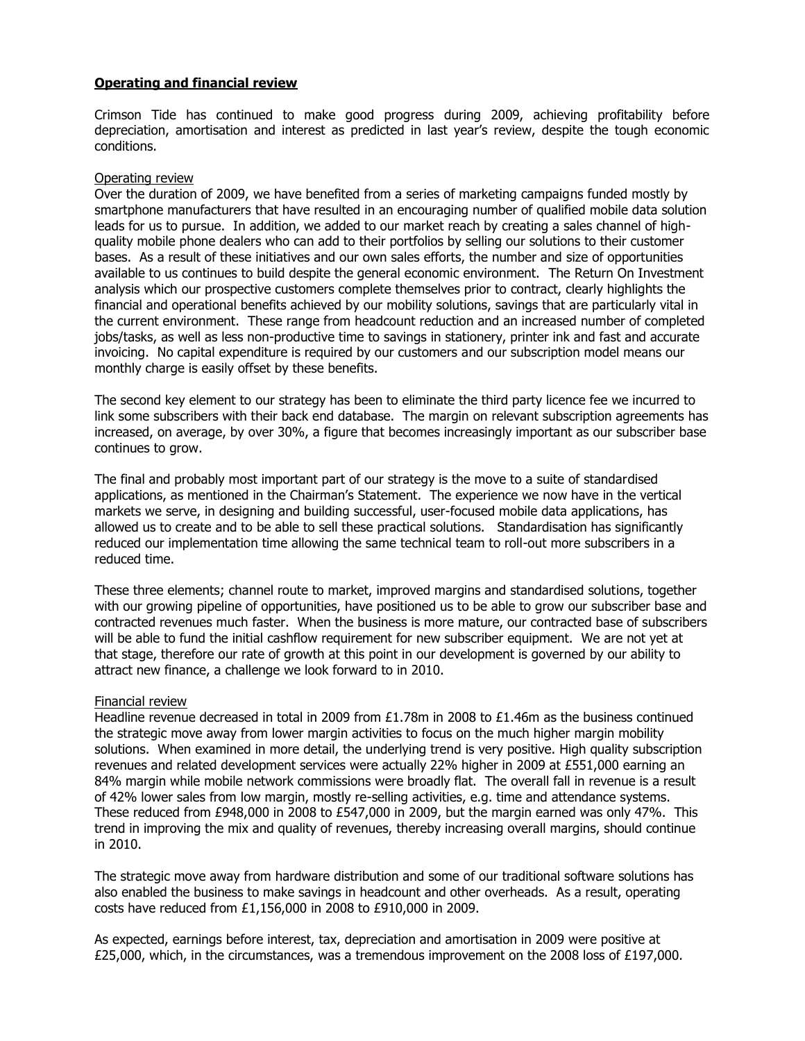## Operating and financial review

Crimson Tide has continued to make good progress during 2009, achieving profitability before depreciation, amortisation and interest as predicted in last year's review, despite the tough economic conditions.

### Operating review

Over the duration of 2009, we have benefited from a series of marketing campaigns funded mostly by smartphone manufacturers that have resulted in an encouraging number of qualified mobile data solution leads for us to pursue. In addition, we added to our market reach by creating a sales channel of high-quality mobile phone dealers who can add to their portfolios by selling our solutions to their customer bases. As a result of these initiatives and our own sales efforts, the number and size of opportunities available to us continues to build despite the general economic environment. The Return On Investment analysis which our prospective customers complete themselves prior to contract, clearly highlights the financial and operational benefits achieved by our mobility solutions, savings that are particularly vital in the current environment. These range from headcount reduction and an increased number of completed jobs/tasks, as well as less non-productive time to savings in stationery, printer ink and fast and accurate invoicing. No capital expenditure is required by our customers and our subscription model means our monthly charge is easily offset by these benefits.

The second key element to our strategy has been to eliminate the third party licence fee we incurred to link some subscribers with their back end database. The margin on relevant subscription agreements has increased, on average, by over 30%, a figure that becomes increasingly important as our subscriber base continues to grow.

The final and probably most important part of our strategy is the move to a suite of standardised applications, as mentioned in the Chairman's Statement. The experience we now have in the vertical markets we serve, in designing and building successful, user-focused mobile data applications, has allowed us to create and to be able to sell these practical solutions. Standardisation has significantly reduced our implementation time allowing the same technical team to roll-out more subscribers in a reduced time.

These three elements; channel route to market, improved margins and standardised solutions, together with our growing pipeline of opportunities, have positioned us to be able to grow our subscriber base and contracted revenues much faster. When the business is more mature, our contracted base of subscribers will be able to fund the initial cashflow requirement for new subscriber equipment. We are not yet at that stage, therefore our rate of growth at this point in our development is governed by our ability to attract new finance, a challenge we look forward to in 2010.

### Financial review

Headline revenue decreased in total in 2009 from £1.78m in 2008 to £1.46m as the business continued the strategic move away from lower margin activities to focus on the much higher margin mobility solutions. When examined in more detail, the underlying trend is very positive. High quality subscription revenues and related development services were actually 22% higher in 2009 at £551,000 earning an 84% margin while mobile network commissions were broadly flat. The overall fall in revenue is a result of 42% lower sales from low margin, mostly re-selling activities, e.g. time and attendance systems. These reduced from £948,000 in 2008 to £547,000 in 2009, but the margin earned was only 47%. This trend in improving the mix and quality of revenues, thereby increasing overall margins, should continue in 2010.

The strategic move away from hardware distribution and some of our traditional software solutions has also enabled the business to make savings in headcount and other overheads. As a result, operating costs have reduced from £1,156,000 in 2008 to £910,000 in 2009.

As expected, earnings before interest, tax, depreciation and amortisation in 2009 were positive at £25,000, which, in the circumstances, was a tremendous improvement on the 2008 loss of £197,000.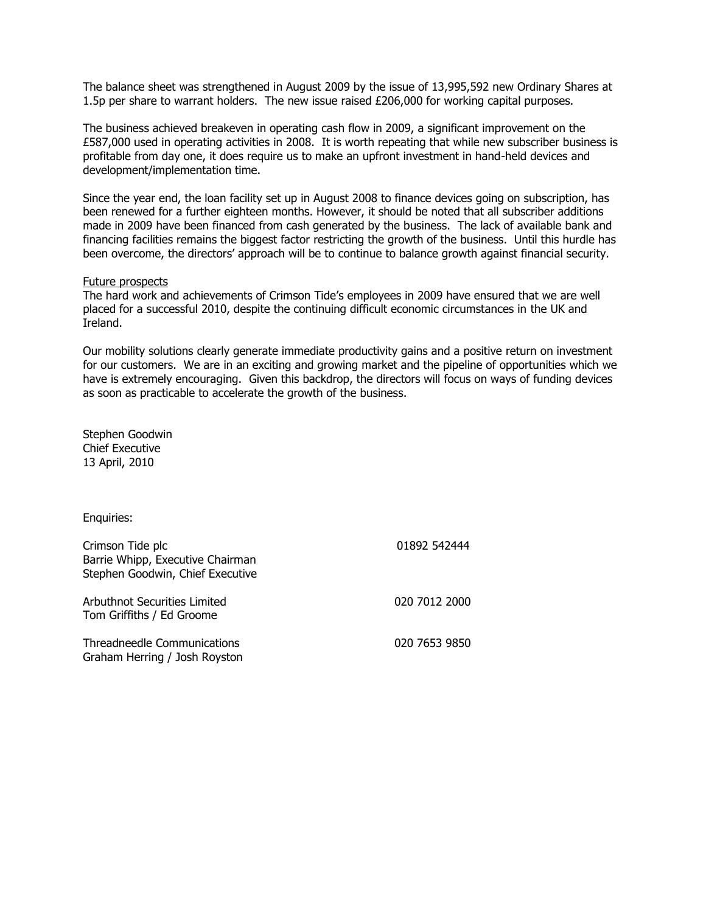The balance sheet was strengthened in August 2009 by the issue of 13,995,592 new Ordinary Shares at 1.5p per share to warrant holders. The new issue raised £206,000 for working capital purposes.

The business achieved breakeven in operating cash flow in 2009, a significant improvement on the £587,000 used in operating activities in 2008. It is worth repeating that while new subscriber business is profitable from day one, it does require us to make an upfront investment in hand-held devices and development/implementation time.

Since the year end, the loan facility set up in August 2008 to finance devices going on subscription, has been renewed for a further eighteen months. However, it should be noted that all subscriber additions made in 2009 have been financed from cash generated by the business. The lack of available bank and financing facilities remains the biggest factor restricting the growth of the business. Until this hurdle has been overcome, the directors' approach will be to continue to balance growth against financial security.

Future prospects

The hard work and achievements of Crimson Tide's employees in 2009 have ensured that we are well placed for a successful 2010, despite the continuing difficult economic circumstances in the UK and Ireland.

Our mobility solutions clearly generate immediate productivity gains and a positive return on investment for our customers. We are in an exciting and growing market and the pipeline of opportunities which we have is extremely encouraging. Given this backdrop, the directors will focus on ways of funding devices as soon as practicable to accelerate the growth of the business.

Stephen Goodwin
Chief Executive
13 April, 2010

Enquiries:

| | |
|---|---|
| Crimson Tide plc<br>Barrie Whipp, Executive Chairman<br>Stephen Goodwin, Chief Executive | 01892 542444 |
| Arbuthnot Securities Limited<br>Tom Griffiths / Ed Groome | 020 7012 2000 |
| Threadneedle Communications<br>Graham Herring / Josh Royston | 020 7653 9850 |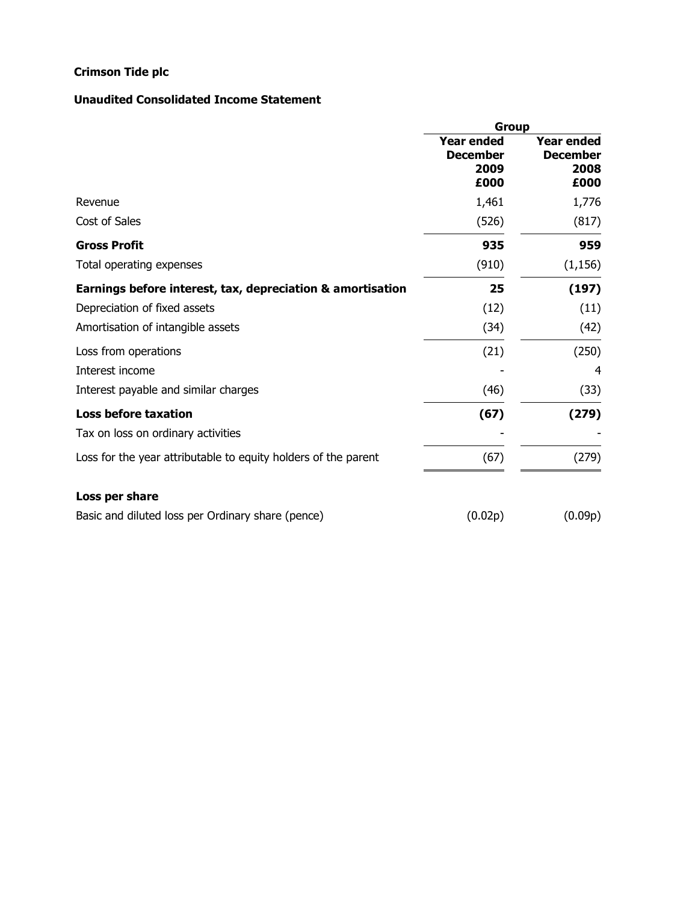**Crimson Tide plc**

**Unaudited Consolidated Income Statement**

| | **Group** | |
|---|---|---|
| | **Year ended December 2009 £000** | **Year ended December 2008 £000** |
| Revenue | 1,461 | 1,776 |
| Cost of Sales | (526) | (817) |
| **Gross Profit** | **935** | **959** |
| Total operating expenses | (910) | (1,156) |
| **Earnings before interest, tax, depreciation & amortisation** | **25** | **(197)** |
| Depreciation of fixed assets | (12) | (11) |
| Amortisation of intangible assets | (34) | (42) |
| Loss from operations | (21) | (250) |
| Interest income | - | 4 |
| Interest payable and similar charges | (46) | (33) |
| **Loss before taxation** | **(67)** | **(279)** |
| Tax on loss on ordinary activities | - | - |
| Loss for the year attributable to equity holders of the parent | (67) | (279) |
| | | |
| **Loss per share** | | |
| Basic and diluted loss per Ordinary share (pence) | (0.02p) | (0.09p) |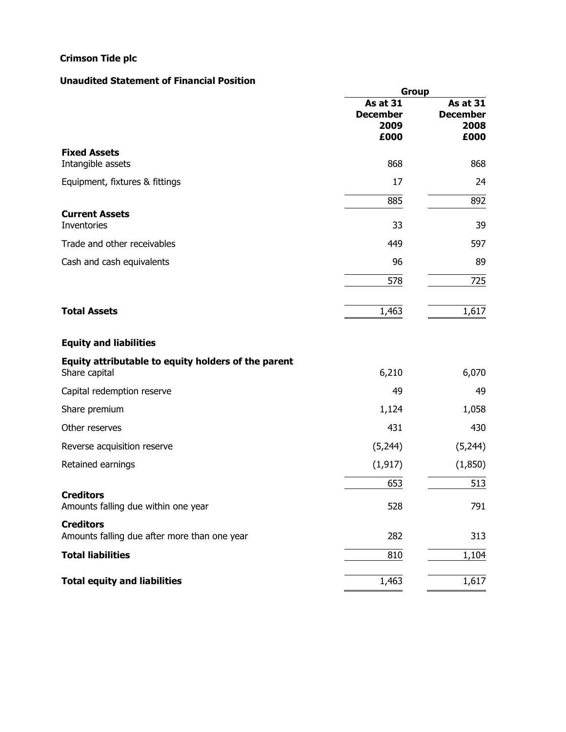**Crimson Tide plc**

**Unaudited Statement of Financial Position**

| | Group | |
|---|---|---|
| | **As at 31 December 2009 £000** | **As at 31 December 2008 £000** |
| **Fixed Assets** | | |
| Intangible assets | 868 | 868 |
| Equipment, fixtures & fittings | 17 | 24 |
| | 885 | 892 |
| **Current Assets** | | |
| Inventories | 33 | 39 |
| Trade and other receivables | 449 | 597 |
| Cash and cash equivalents | 96 | 89 |
| | 578 | 725 |
| **Total Assets** | 1,463 | 1,617 |
| **Equity and liabilities** | | |
| **Equity attributable to equity holders of the parent** | | |
| Share capital | 6,210 | 6,070 |
| Capital redemption reserve | 49 | 49 |
| Share premium | 1,124 | 1,058 |
| Other reserves | 431 | 430 |
| Reverse acquisition reserve | (5,244) | (5,244) |
| Retained earnings | (1,917) | (1,850) |
| | 653 | 513 |
| **Creditors** | | |
| Amounts falling due within one year | 528 | 791 |
| **Creditors** | | |
| Amounts falling due after more than one year | 282 | 313 |
| **Total liabilities** | 810 | 1,104 |
| **Total equity and liabilities** | 1,463 | 1,617 |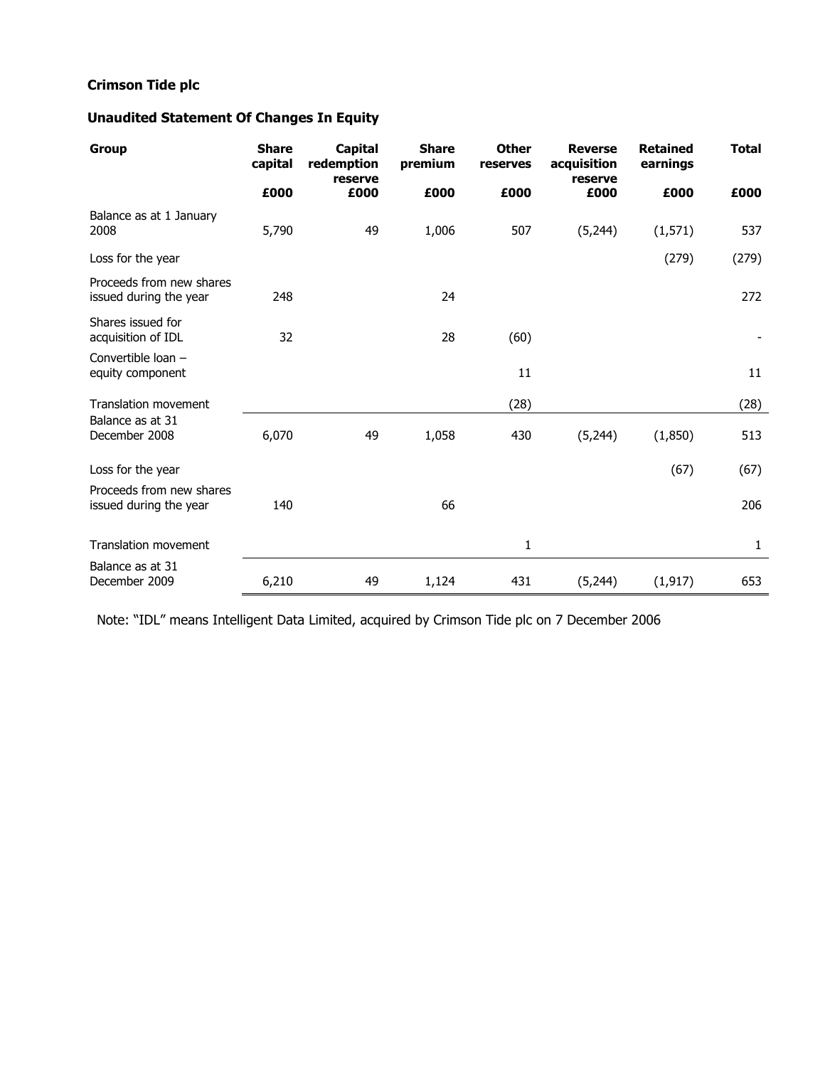**Crimson Tide plc**

**Unaudited Statement Of Changes In Equity**

| Group | Share capital | Capital redemption reserve | Share premium | Other reserves | Reverse acquisition reserve | Retained earnings | Total |
|---|---|---|---|---|---|---|---|
| | £000 | £000 | £000 | £000 | £000 | £000 | £000 |
| Balance as at 1 January 2008 | 5,790 | 49 | 1,006 | 507 | (5,244) | (1,571) | 537 |
| Loss for the year | | | | | | (279) | (279) |
| Proceeds from new shares issued during the year | 248 | | 24 | | | | 272 |
| Shares issued for acquisition of IDL | 32 | | 28 | (60) | | | - |
| Convertible loan – equity component | | | | 11 | | | 11 |
| Translation movement | | | | (28) | | | (28) |
| Balance as at 31 December 2008 | 6,070 | 49 | 1,058 | 430 | (5,244) | (1,850) | 513 |
| Loss for the year | | | | | | (67) | (67) |
| Proceeds from new shares issued during the year | 140 | | 66 | | | | 206 |
| Translation movement | | | | 1 | | | 1 |
| Balance as at 31 December 2009 | 6,210 | 49 | 1,124 | 431 | (5,244) | (1,917) | 653 |

Note: "IDL" means Intelligent Data Limited, acquired by Crimson Tide plc on 7 December 2006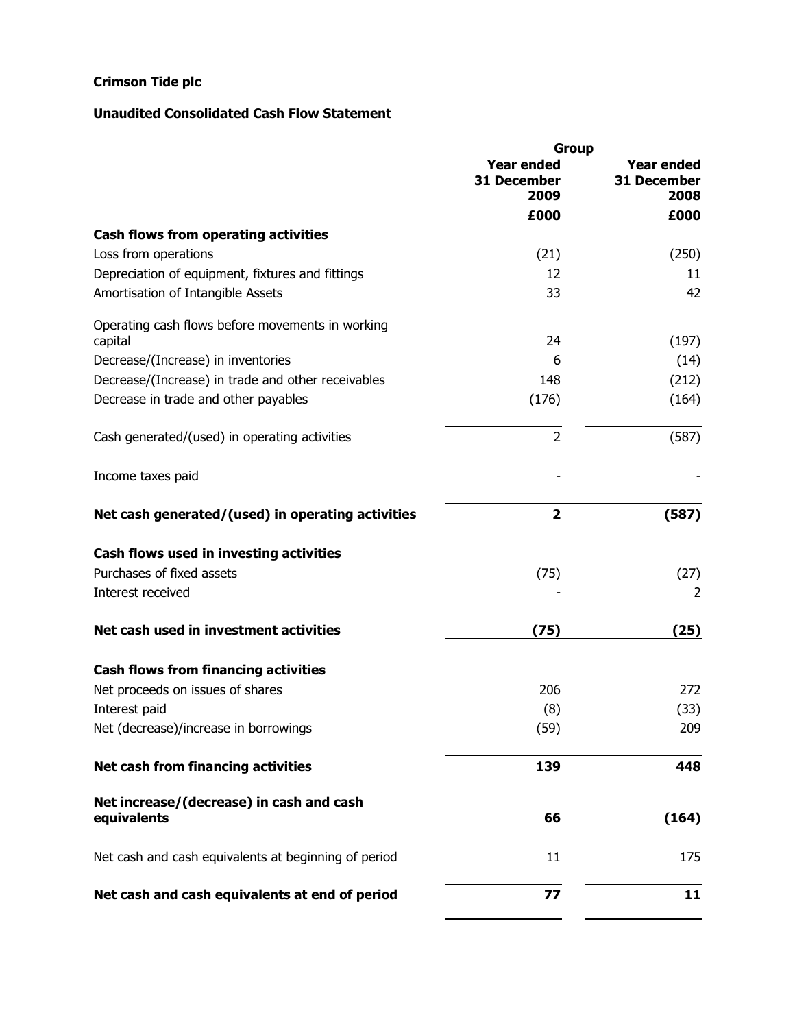**Crimson Tide plc**

**Unaudited Consolidated Cash Flow Statement**

| | Group | |
|---|---|---|
| | **Year ended 31 December 2009** | **Year ended 31 December 2008** |
| | **£000** | **£000** |
| **Cash flows from operating activities** | | |
| Loss from operations | (21) | (250) |
| Depreciation of equipment, fixtures and fittings | 12 | 11 |
| Amortisation of Intangible Assets | 33 | 42 |
| Operating cash flows before movements in working capital | 24 | (197) |
| Decrease/(Increase) in inventories | 6 | (14) |
| Decrease/(Increase) in trade and other receivables | 148 | (212) |
| Decrease in trade and other payables | (176) | (164) |
| Cash generated/(used) in operating activities | 2 | (587) |
| Income taxes paid | - | - |
| **Net cash generated/(used) in operating activities** | **2** | **(587)** |
| **Cash flows used in investing activities** | | |
| Purchases of fixed assets | (75) | (27) |
| Interest received | - | 2 |
| **Net cash used in investment activities** | **(75)** | **(25)** |
| **Cash flows from financing activities** | | |
| Net proceeds on issues of shares | 206 | 272 |
| Interest paid | (8) | (33) |
| Net (decrease)/increase in borrowings | (59) | 209 |
| **Net cash from financing activities** | **139** | **448** |
| **Net increase/(decrease) in cash and cash equivalents** | **66** | **(164)** |
| Net cash and cash equivalents at beginning of period | 11 | 175 |
| **Net cash and cash equivalents at end of period** | **77** | **11** |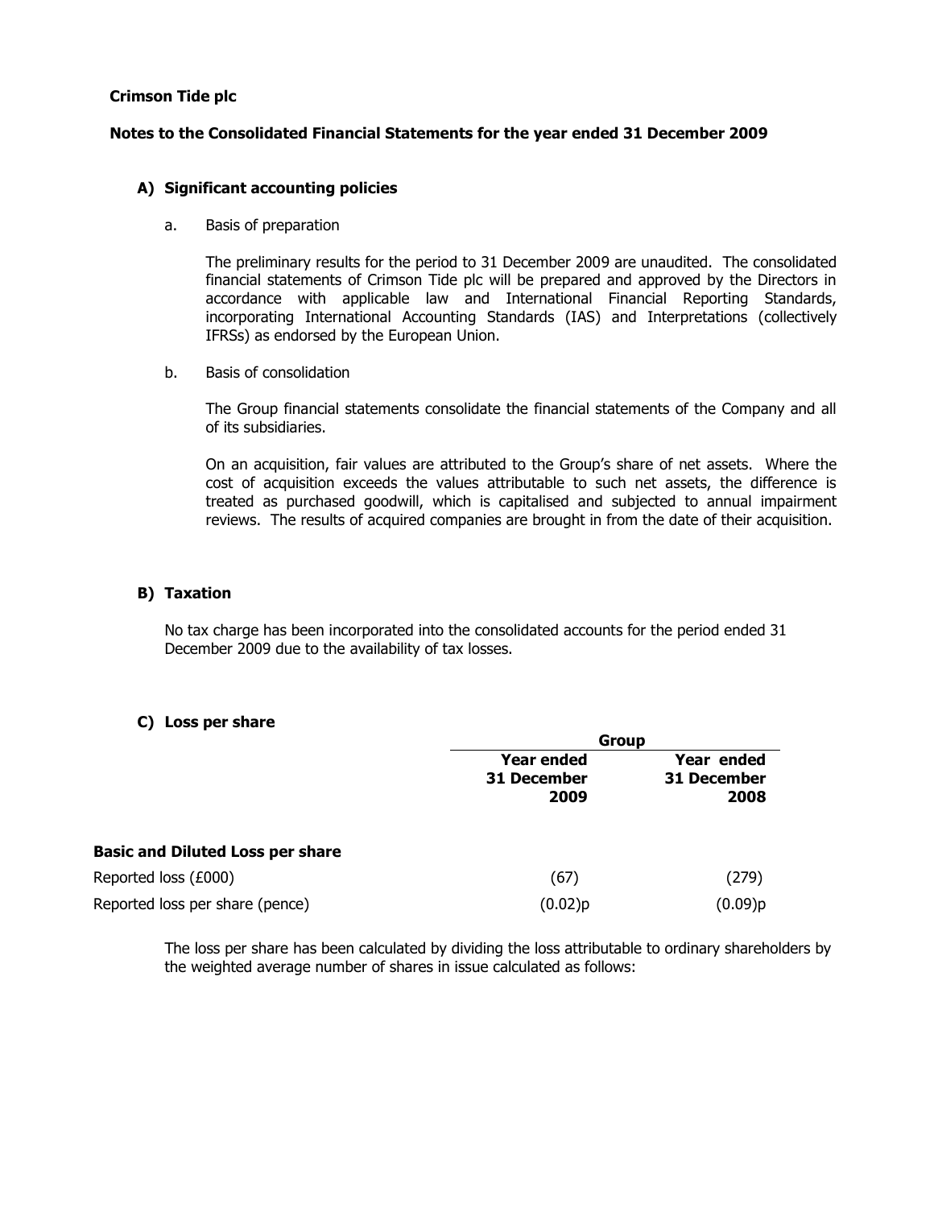**Crimson Tide plc**

**Notes to the Consolidated Financial Statements for the year ended 31 December 2009**

## A) Significant accounting policies

a. Basis of preparation

The preliminary results for the period to 31 December 2009 are unaudited. The consolidated financial statements of Crimson Tide plc will be prepared and approved by the Directors in accordance with applicable law and International Financial Reporting Standards, incorporating International Accounting Standards (IAS) and Interpretations (collectively IFRSs) as endorsed by the European Union.

b. Basis of consolidation

The Group financial statements consolidate the financial statements of the Company and all of its subsidiaries.

On an acquisition, fair values are attributed to the Group's share of net assets. Where the cost of acquisition exceeds the values attributable to such net assets, the difference is treated as purchased goodwill, which is capitalised and subjected to annual impairment reviews. The results of acquired companies are brought in from the date of their acquisition.

## B) Taxation

No tax charge has been incorporated into the consolidated accounts for the period ended 31 December 2009 due to the availability of tax losses.

## C) Loss per share

| | Group | |
|---|---|---|
| | **Year ended 31 December 2009** | **Year ended 31 December 2008** |
| **Basic and Diluted Loss per share** | | |
| Reported loss (£000) | (67) | (279) |
| Reported loss per share (pence) | (0.02)p | (0.09)p |

The loss per share has been calculated by dividing the loss attributable to ordinary shareholders by the weighted average number of shares in issue calculated as follows: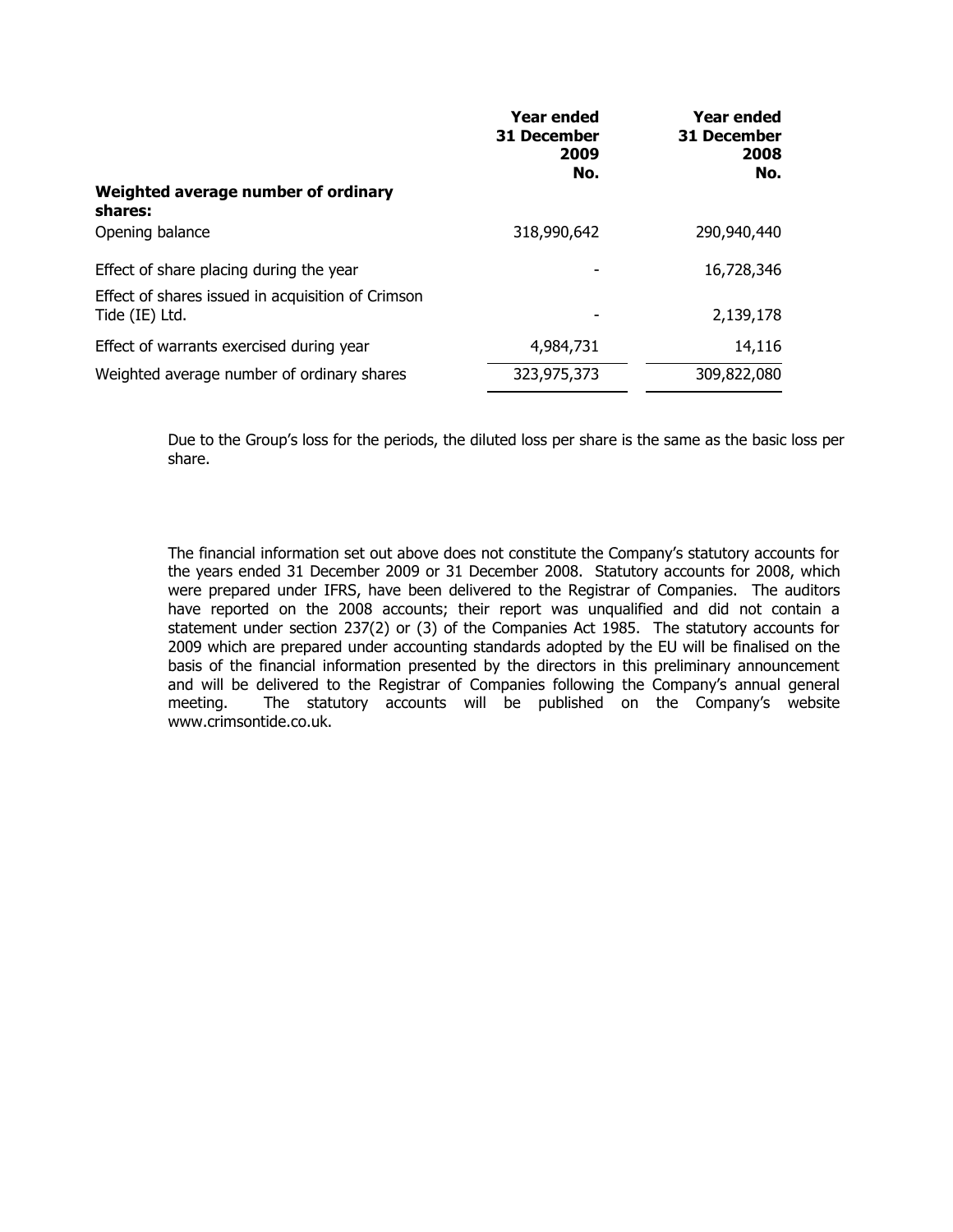| | Year ended 31 December 2009 No. | Year ended 31 December 2008 No. |
|---|---|---|
| **Weighted average number of ordinary shares:** | | |
| Opening balance | 318,990,642 | 290,940,440 |
| Effect of share placing during the year | - | 16,728,346 |
| Effect of shares issued in acquisition of Crimson Tide (IE) Ltd. | - | 2,139,178 |
| Effect of warrants exercised during year | 4,984,731 | 14,116 |
| Weighted average number of ordinary shares | 323,975,373 | 309,822,080 |

Due to the Group's loss for the periods, the diluted loss per share is the same as the basic loss per share.

The financial information set out above does not constitute the Company's statutory accounts for the years ended 31 December 2009 or 31 December 2008. Statutory accounts for 2008, which were prepared under IFRS, have been delivered to the Registrar of Companies. The auditors have reported on the 2008 accounts; their report was unqualified and did not contain a statement under section 237(2) or (3) of the Companies Act 1985. The statutory accounts for 2009 which are prepared under accounting standards adopted by the EU will be finalised on the basis of the financial information presented by the directors in this preliminary announcement and will be delivered to the Registrar of Companies following the Company's annual general meeting. The statutory accounts will be published on the Company's website www.crimsontide.co.uk.